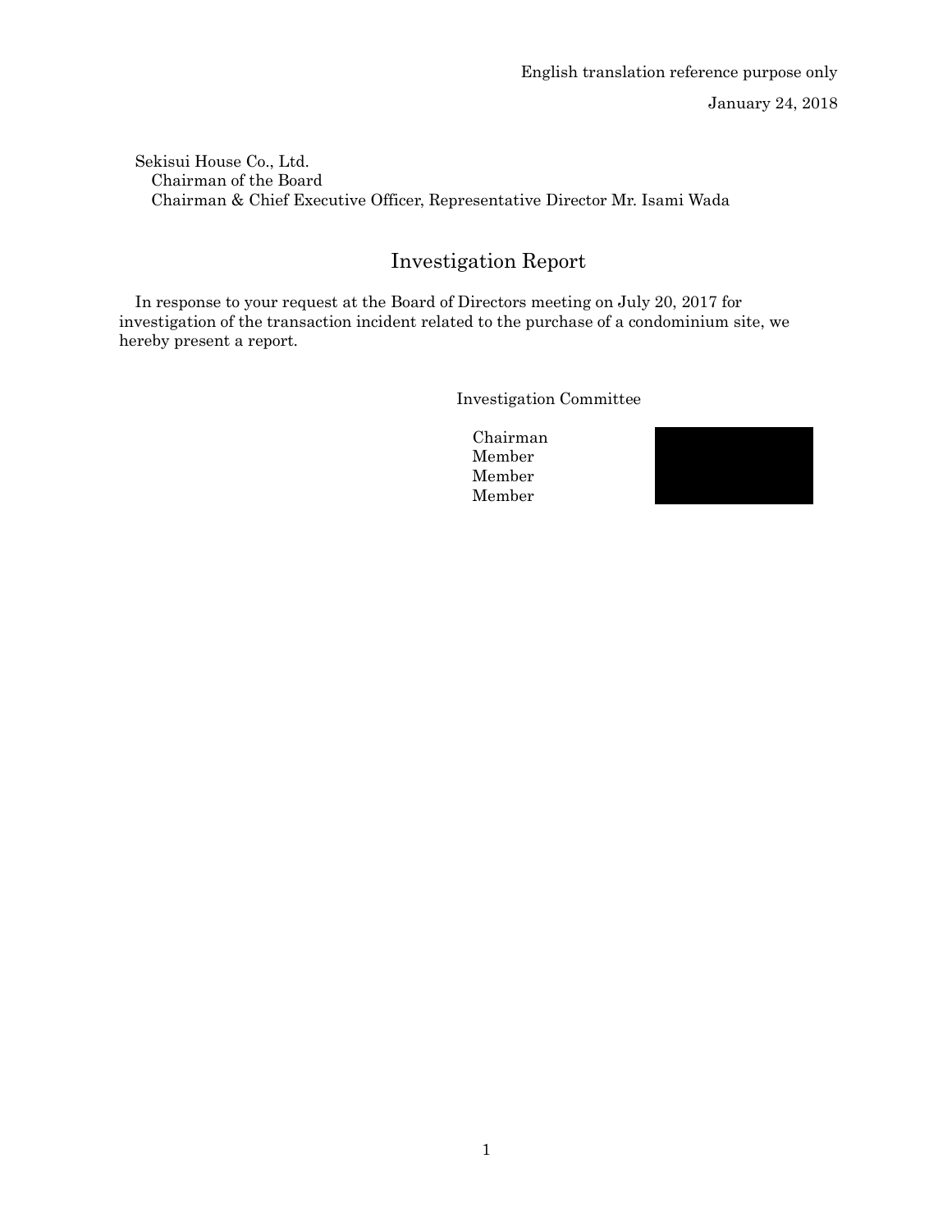English translation reference purpose only

January 24, 2018

Sekisui House Co., Ltd.
Chairman of the Board
Chairman & Chief Executive Officer, Representative Director Mr. Isami Wada

# Investigation Report

In response to your request at the Board of Directors meeting on July 20, 2017 for investigation of the transaction incident related to the purchase of a condominium site, we hereby present a report.

Investigation Committee

Chairman
Member
Member
Member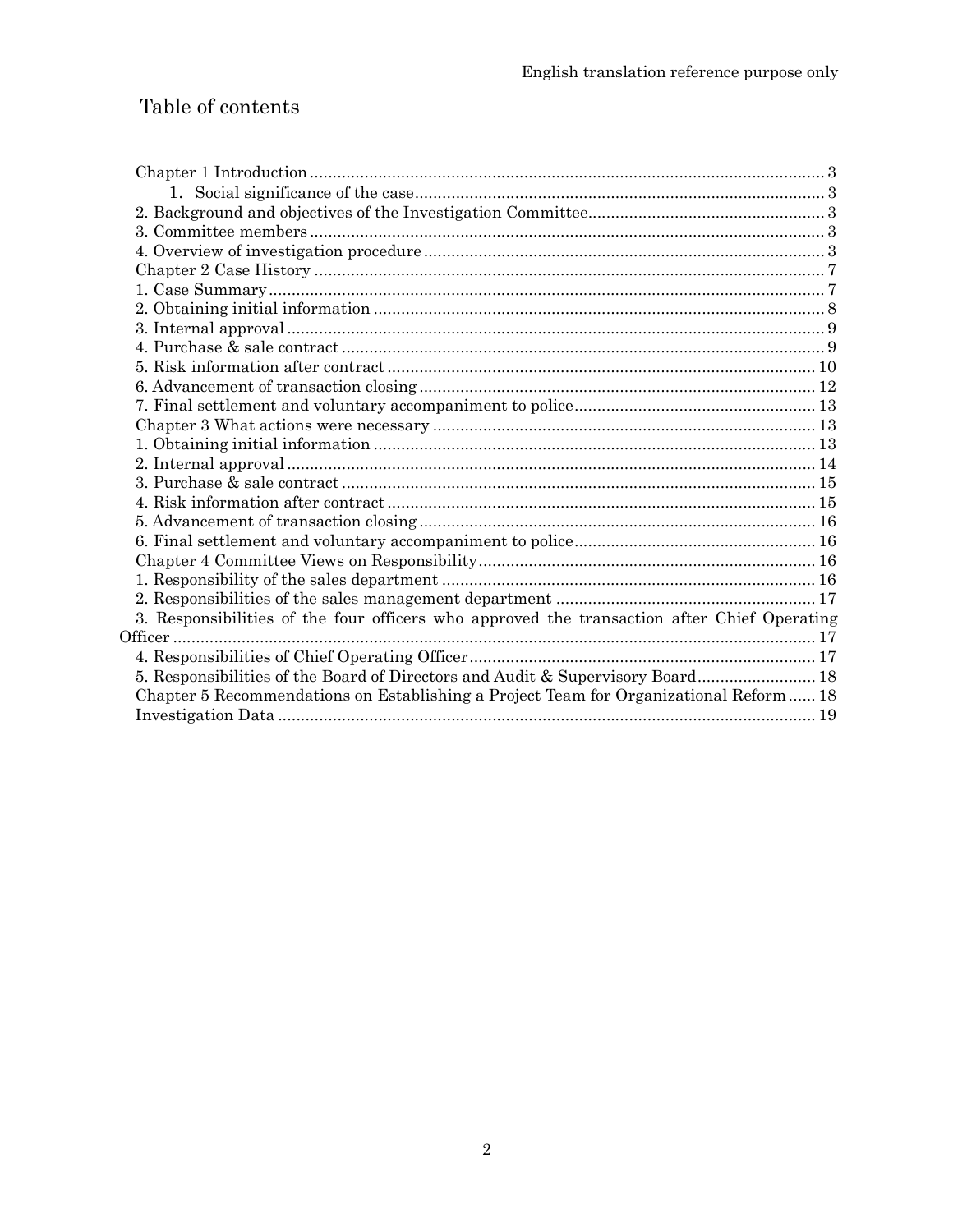# Table of contents

Chapter 1 Introduction ... 3

1. Social significance of the case ... 3

2. Background and objectives of the Investigation Committee ... 3

3. Committee members ... 3

4. Overview of investigation procedure ... 3

Chapter 2 Case History ... 7

1. Case Summary ... 7

2. Obtaining initial information ... 8

3. Internal approval ... 9

4. Purchase & sale contract ... 9

5. Risk information after contract ... 10

6. Advancement of transaction closing ... 12

7. Final settlement and voluntary accompaniment to police ... 13

Chapter 3 What actions were necessary ... 13

1. Obtaining initial information ... 13

2. Internal approval ... 14

3. Purchase & sale contract ... 15

4. Risk information after contract ... 15

5. Advancement of transaction closing ... 16

6. Final settlement and voluntary accompaniment to police ... 16

Chapter 4 Committee Views on Responsibility ... 16

1. Responsibility of the sales department ... 16

2. Responsibilities of the sales management department ... 17

3. Responsibilities of the four officers who approved the transaction after Chief Operating Officer ... 17

4. Responsibilities of Chief Operating Officer ... 17

5. Responsibilities of the Board of Directors and Audit & Supervisory Board ... 18

Chapter 5 Recommendations on Establishing a Project Team for Organizational Reform ... 18

Investigation Data ... 19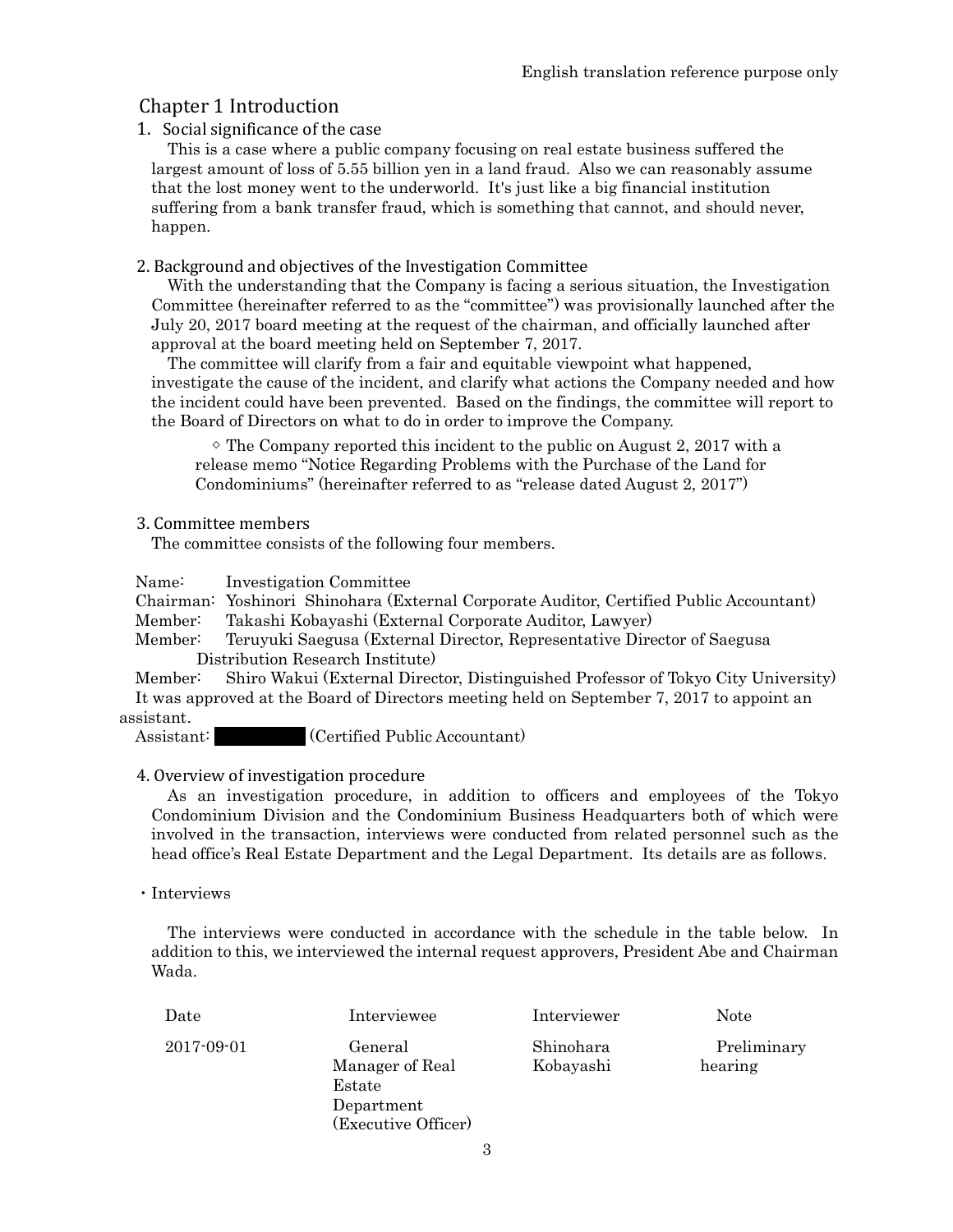# Chapter 1 Introduction

## 1. Social significance of the case

This is a case where a public company focusing on real estate business suffered the largest amount of loss of 5.55 billion yen in a land fraud. Also we can reasonably assume that the lost money went to the underworld. It's just like a big financial institution suffering from a bank transfer fraud, which is something that cannot, and should never, happen.

## 2. Background and objectives of the Investigation Committee

With the understanding that the Company is facing a serious situation, the Investigation Committee (hereinafter referred to as the "committee") was provisionally launched after the July 20, 2017 board meeting at the request of the chairman, and officially launched after approval at the board meeting held on September 7, 2017.

The committee will clarify from a fair and equitable viewpoint what happened, investigate the cause of the incident, and clarify what actions the Company needed and how the incident could have been prevented. Based on the findings, the committee will report to the Board of Directors on what to do in order to improve the Company.

> ◇ The Company reported this incident to the public on August 2, 2017 with a release memo "Notice Regarding Problems with the Purchase of the Land for Condominiums" (hereinafter referred to as "release dated August 2, 2017")

## 3. Committee members

The committee consists of the following four members.

Name: Investigation Committee
Chairman: Yoshinori Shinohara (External Corporate Auditor, Certified Public Accountant)
Member: Takashi Kobayashi (External Corporate Auditor, Lawyer)
Member: Teruyuki Saegusa (External Director, Representative Director of Saegusa Distribution Research Institute)
Member: Shiro Wakui (External Director, Distinguished Professor of Tokyo City University)

It was approved at the Board of Directors meeting held on September 7, 2017 to appoint an assistant.

Assistant: ████████ (Certified Public Accountant)

## 4. Overview of investigation procedure

As an investigation procedure, in addition to officers and employees of the Tokyo Condominium Division and the Condominium Business Headquarters both of which were involved in the transaction, interviews were conducted from related personnel such as the head office's Real Estate Department and the Legal Department. Its details are as follows.

・Interviews

The interviews were conducted in accordance with the schedule in the table below. In addition to this, we interviewed the internal request approvers, President Abe and Chairman Wada.

| Date | Interviewee | Interviewer | Note |
|---|---|---|---|
| 2017-09-01 | General Manager of Real Estate Department (Executive Officer) | Shinohara Kobayashi | Preliminary hearing |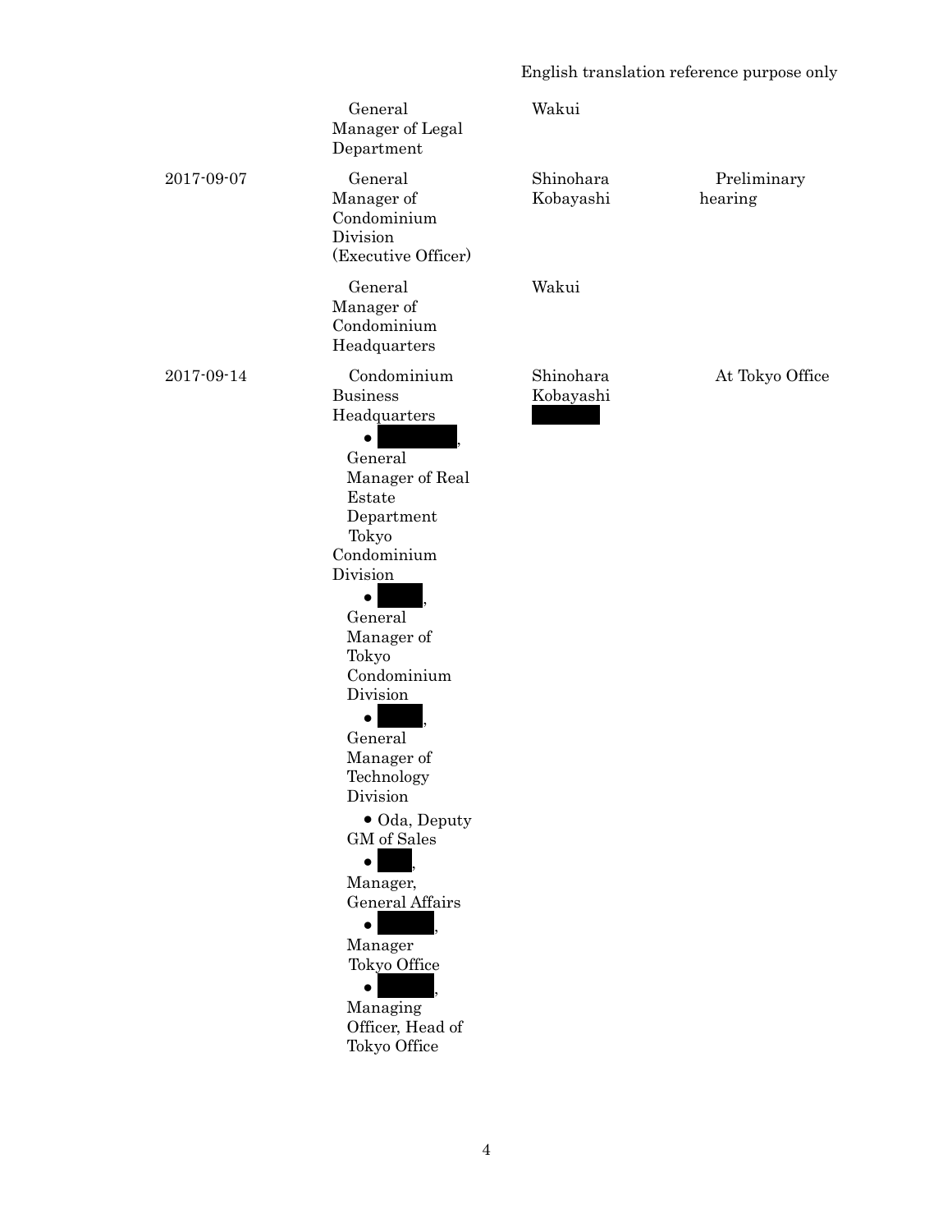| | | | |
|---|---|---|---|
| | General Manager of Legal Department | Wakui | |
| 2017-09-07 | General Manager of Condominium Division (Executive Officer) | Shinohara Kobayashi | Preliminary hearing |
| | General Manager of Condominium Headquarters | Wakui | |
| 2017-09-14 | Condominium Business Headquarters<br>• ██████, General Manager of Real Estate Department Tokyo Condominium Division<br>• ███, General Manager of Tokyo Condominium Division<br>• ███, General Manager of Technology Division<br>• Oda, Deputy GM of Sales<br>• ██, Manager, General Affairs<br>• ████, Manager Tokyo Office<br>• ████, Managing Officer, Head of Tokyo Office | Shinohara Kobayashi ████ | At Tokyo Office |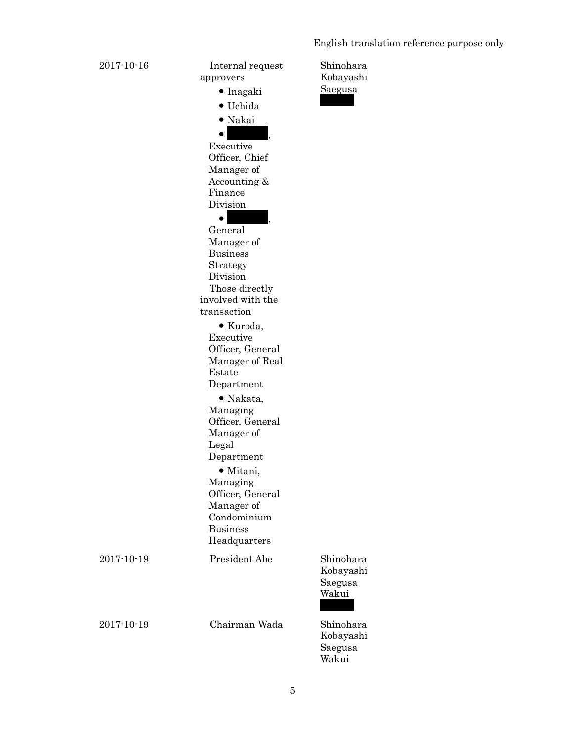English translation reference purpose only

| | | |
|---|---|---|
| 2017-10-16 | Internal request approvers<br>• Inagaki<br>• Uchida<br>• Nakai<br>• [REDACTED], Executive Officer, Chief Manager of Accounting & Finance Division<br>• [REDACTED], General Manager of Business Strategy Division<br>Those directly involved with the transaction<br>• Kuroda, Executive Officer, General Manager of Real Estate Department<br>• Nakata, Managing Officer, General Manager of Legal Department<br>• Mitani, Managing Officer, General Manager of Condominium Business Headquarters | Shinohara<br>Kobayashi<br>Saegusa<br>[REDACTED] |
| 2017-10-19 | President Abe | Shinohara<br>Kobayashi<br>Saegusa<br>Wakui<br>[REDACTED] |
| 2017-10-19 | Chairman Wada | Shinohara<br>Kobayashi<br>Saegusa<br>Wakui |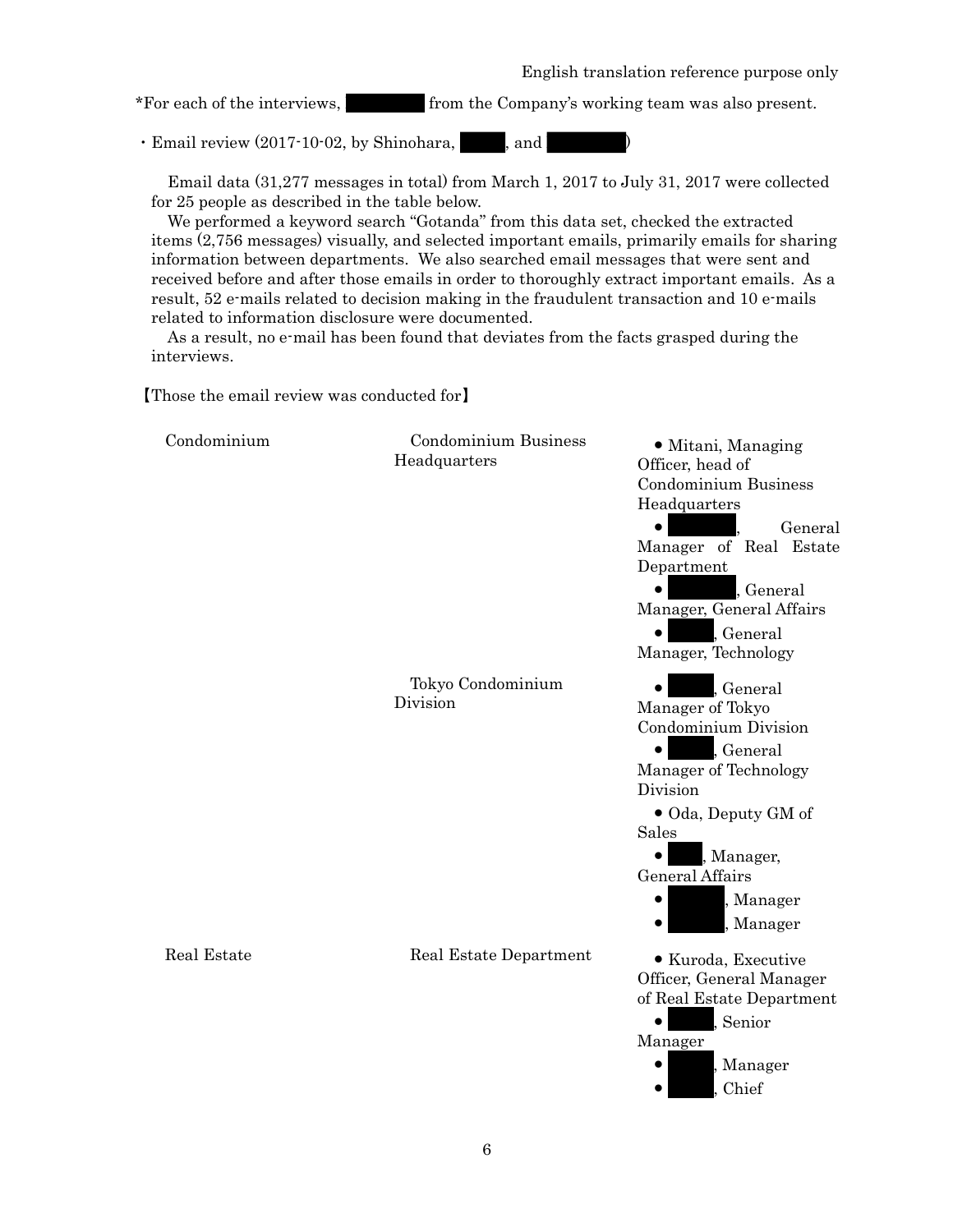English translation reference purpose only

*For each of the interviews, ████ from the Company's working team was also present.

・Email review (2017-10-02, by Shinohara, ████, and ████)

Email data (31,277 messages in total) from March 1, 2017 to July 31, 2017 were collected for 25 people as described in the table below.

We performed a keyword search "Gotanda" from this data set, checked the extracted items (2,756 messages) visually, and selected important emails, primarily emails for sharing information between departments. We also searched email messages that were sent and received before and after those emails in order to thoroughly extract important emails. As a result, 52 e-mails related to decision making in the fraudulent transaction and 10 e-mails related to information disclosure were documented.

As a result, no e-mail has been found that deviates from the facts grasped during the interviews.

【Those the email review was conducted for】

| | | |
|---|---|---|
| Condominium | Condominium Business Headquarters | • Mitani, Managing Officer, head of Condominium Business Headquarters<br>• ████, General Manager of Real Estate Department<br>• ████, General Manager, General Affairs<br>• ████, General Manager, Technology |
| | Tokyo Condominium Division | • ████, General Manager of Tokyo Condominium Division<br>• ████, General Manager of Technology Division<br>• Oda, Deputy GM of Sales<br>• ████, Manager, General Affairs<br>• ████, Manager<br>• ████, Manager |
| Real Estate | Real Estate Department | • Kuroda, Executive Officer, General Manager of Real Estate Department<br>• ████, Senior Manager<br>• ████, Manager<br>• ████, Chief |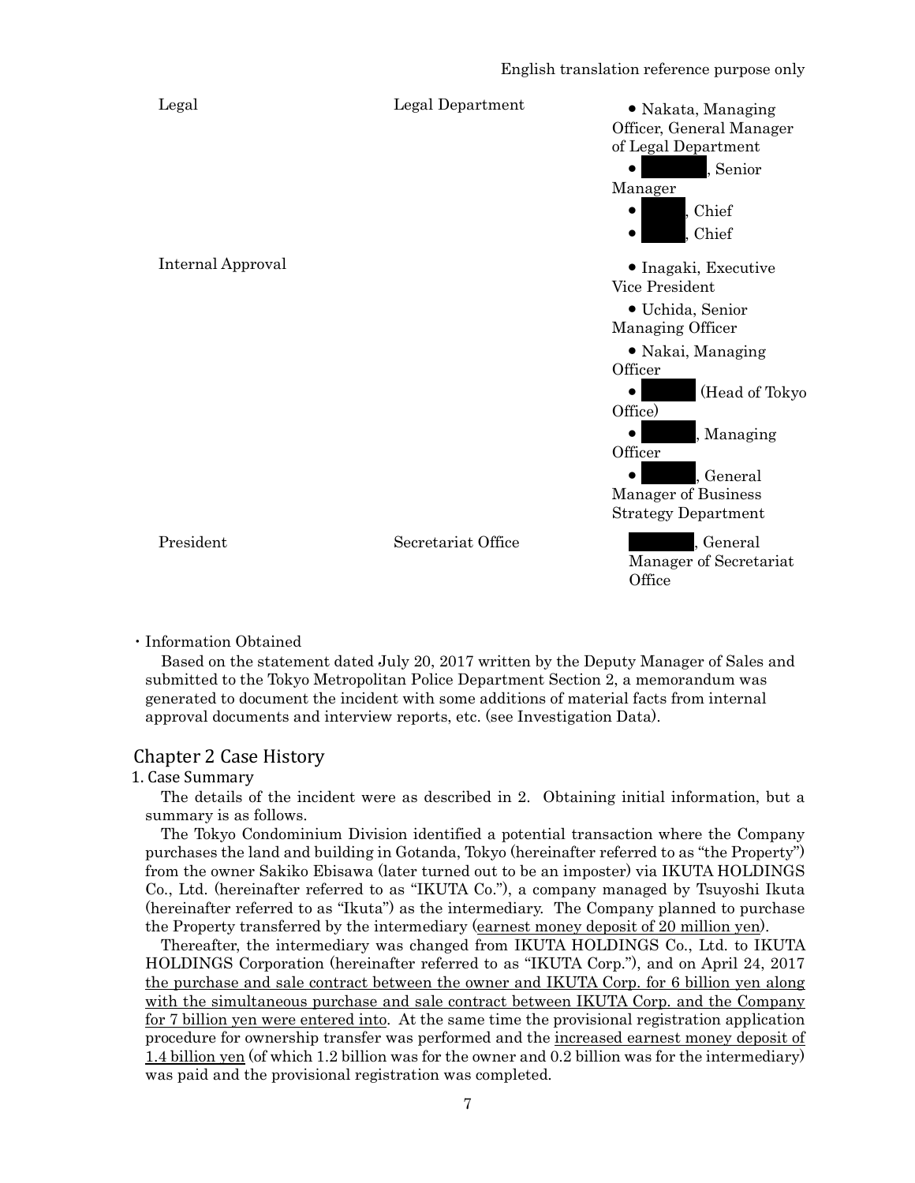| | | |
|---|---|---|
| Legal | Legal Department | • Nakata, Managing Officer, General Manager of Legal Department<br>• ███, Senior Manager<br>• ███, Chief<br>• ███, Chief |
| Internal Approval | | • Inagaki, Executive Vice President<br>• Uchida, Senior Managing Officer<br>• Nakai, Managing Officer<br>• ███ (Head of Tokyo Office)<br>• ███, Managing Officer<br>• ███, General Manager of Business Strategy Department |
| President | Secretariat Office | ███, General Manager of Secretariat Office |

・Information Obtained

Based on the statement dated July 20, 2017 written by the Deputy Manager of Sales and submitted to the Tokyo Metropolitan Police Department Section 2, a memorandum was generated to document the incident with some additions of material facts from internal approval documents and interview reports, etc. (see Investigation Data).

## Chapter 2 Case History

### 1. Case Summary

The details of the incident were as described in 2. Obtaining initial information, but a summary is as follows.

The Tokyo Condominium Division identified a potential transaction where the Company purchases the land and building in Gotanda, Tokyo (hereinafter referred to as "the Property") from the owner Sakiko Ebisawa (later turned out to be an imposter) via IKUTA HOLDINGS Co., Ltd. (hereinafter referred to as "IKUTA Co."), a company managed by Tsuyoshi Ikuta (hereinafter referred to as "Ikuta") as the intermediary. The Company planned to purchase the Property transferred by the intermediary (earnest money deposit of 20 million yen).

Thereafter, the intermediary was changed from IKUTA HOLDINGS Co., Ltd. to IKUTA HOLDINGS Corporation (hereinafter referred to as "IKUTA Corp."), and on April 24, 2017 the purchase and sale contract between the owner and IKUTA Corp. for 6 billion yen along with the simultaneous purchase and sale contract between IKUTA Corp. and the Company for 7 billion yen were entered into. At the same time the provisional registration application procedure for ownership transfer was performed and the increased earnest money deposit of 1.4 billion yen (of which 1.2 billion was for the owner and 0.2 billion was for the intermediary) was paid and the provisional registration was completed.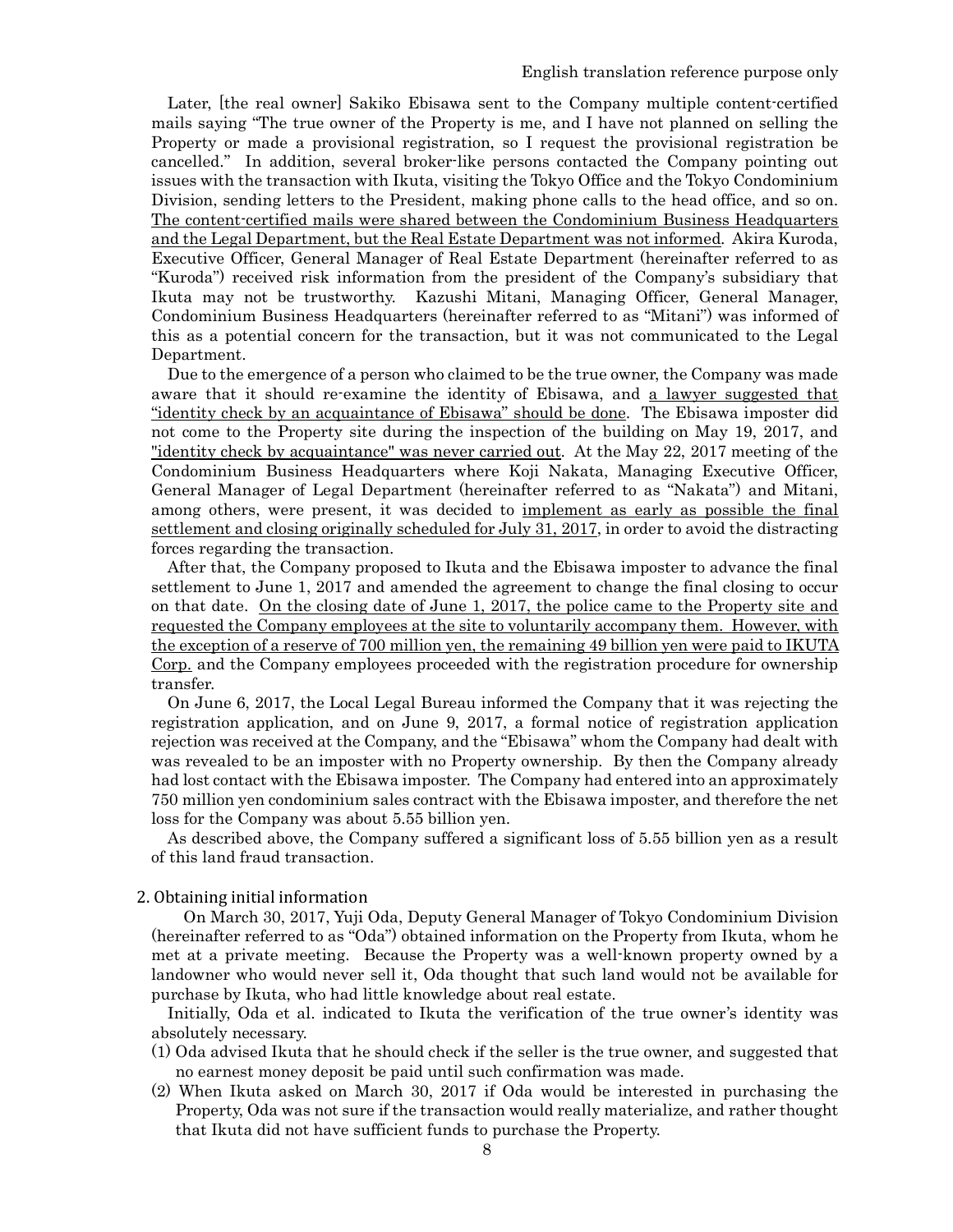Later, [the real owner] Sakiko Ebisawa sent to the Company multiple content-certified mails saying "The true owner of the Property is me, and I have not planned on selling the Property or made a provisional registration, so I request the provisional registration be cancelled." In addition, several broker-like persons contacted the Company pointing out issues with the transaction with Ikuta, visiting the Tokyo Office and the Tokyo Condominium Division, sending letters to the President, making phone calls to the head office, and so on. <u>The content-certified mails were shared between the Condominium Business Headquarters and the Legal Department, but the Real Estate Department was not informed</u>. Akira Kuroda, Executive Officer, General Manager of Real Estate Department (hereinafter referred to as "Kuroda") received risk information from the president of the Company's subsidiary that Ikuta may not be trustworthy. Kazushi Mitani, Managing Officer, General Manager, Condominium Business Headquarters (hereinafter referred to as "Mitani") was informed of this as a potential concern for the transaction, but it was not communicated to the Legal Department.

Due to the emergence of a person who claimed to be the true owner, the Company was made aware that it should re-examine the identity of Ebisawa, and <u>a lawyer suggested that "identity check by an acquaintance of Ebisawa" should be done</u>. The Ebisawa imposter did not come to the Property site during the inspection of the building on May 19, 2017, and <u>"identity check by acquaintance" was never carried out</u>. At the May 22, 2017 meeting of the Condominium Business Headquarters where Koji Nakata, Managing Executive Officer, General Manager of Legal Department (hereinafter referred to as "Nakata") and Mitani, among others, were present, it was decided to <u>implement as early as possible the final settlement and closing originally scheduled for July 31, 2017</u>, in order to avoid the distracting forces regarding the transaction.

After that, the Company proposed to Ikuta and the Ebisawa imposter to advance the final settlement to June 1, 2017 and amended the agreement to change the final closing to occur on that date. <u>On the closing date of June 1, 2017, the police came to the Property site and requested the Company employees at the site to voluntarily accompany them. However, with the exception of a reserve of 700 million yen, the remaining 49 billion yen were paid to IKUTA Corp.</u> and the Company employees proceeded with the registration procedure for ownership transfer.

On June 6, 2017, the Local Legal Bureau informed the Company that it was rejecting the registration application, and on June 9, 2017, a formal notice of registration application rejection was received at the Company, and the "Ebisawa" whom the Company had dealt with was revealed to be an imposter with no Property ownership. By then the Company already had lost contact with the Ebisawa imposter. The Company had entered into an approximately 750 million yen condominium sales contract with the Ebisawa imposter, and therefore the net loss for the Company was about 5.55 billion yen.

As described above, the Company suffered a significant loss of 5.55 billion yen as a result of this land fraud transaction.

## 2. Obtaining initial information

On March 30, 2017, Yuji Oda, Deputy General Manager of Tokyo Condominium Division (hereinafter referred to as "Oda") obtained information on the Property from Ikuta, whom he met at a private meeting. Because the Property was a well-known property owned by a landowner who would never sell it, Oda thought that such land would not be available for purchase by Ikuta, who had little knowledge about real estate.

Initially, Oda et al. indicated to Ikuta the verification of the true owner's identity was absolutely necessary.

(1) Oda advised Ikuta that he should check if the seller is the true owner, and suggested that no earnest money deposit be paid until such confirmation was made.

(2) When Ikuta asked on March 30, 2017 if Oda would be interested in purchasing the Property, Oda was not sure if the transaction would really materialize, and rather thought that Ikuta did not have sufficient funds to purchase the Property.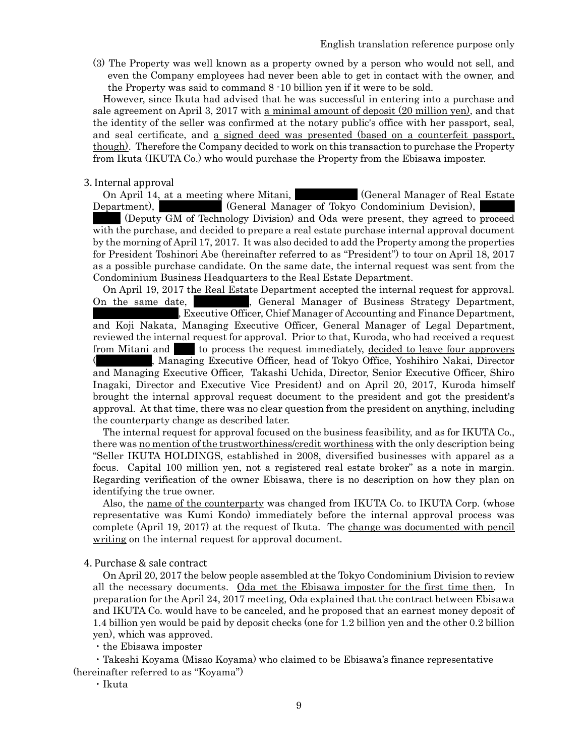(3) The Property was well known as a property owned by a person who would not sell, and even the Company employees had never been able to get in contact with the owner, and the Property was said to command 8 -10 billion yen if it were to be sold.

However, since Ikuta had advised that he was successful in entering into a purchase and sale agreement on April 3, 2017 with <u>a minimal amount of deposit (20 million yen)</u>, and that the identity of the seller was confirmed at the notary public's office with her passport, seal, and seal certificate, and <u>a signed deed was presented (based on a counterfeit passport, though)</u>. Therefore the Company decided to work on this transaction to purchase the Property from Ikuta (IKUTA Co.) who would purchase the Property from the Ebisawa imposter.

## 3. Internal approval

On April 14, at a meeting where Mitani, ██████ (General Manager of Real Estate Department), ██████ (General Manager of Tokyo Condominium Devision), ██████ (Deputy GM of Technology Division) and Oda were present, they agreed to proceed with the purchase, and decided to prepare a real estate purchase internal approval document by the morning of April 17, 2017. It was also decided to add the Property among the properties for President Toshinori Abe (hereinafter referred to as "President") to tour on April 18, 2017 as a possible purchase candidate. On the same date, the internal request was sent from the Condominium Business Headquarters to the Real Estate Department.

On April 19, 2017 the Real Estate Department accepted the internal request for approval. On the same date, ██████, General Manager of Business Strategy Department, ██████, Executive Officer, Chief Manager of Accounting and Finance Department, and Koji Nakata, Managing Executive Officer, General Manager of Legal Department, reviewed the internal request for approval. Prior to that, Kuroda, who had received a request from Mitani and ███ to process the request immediately, <u>decided to leave four approvers</u> (██████, Managing Executive Officer, head of Tokyo Office, Yoshihiro Nakai, Director and Managing Executive Officer, Takashi Uchida, Director, Senior Executive Officer, Shiro Inagaki, Director and Executive Vice President) and on April 20, 2017, Kuroda himself brought the internal approval request document to the president and got the president's approval. At that time, there was no clear question from the president on anything, including the counterparty change as described later.

The internal request for approval focused on the business feasibility, and as for IKUTA Co., there was <u>no mention of the trustworthiness/credit worthiness</u> with the only description being "Seller IKUTA HOLDINGS, established in 2008, diversified businesses with apparel as a focus. Capital 100 million yen, not a registered real estate broker" as a note in margin. Regarding verification of the owner Ebisawa, there is no description on how they plan on identifying the true owner.

Also, the <u>name of the counterparty</u> was changed from IKUTA Co. to IKUTA Corp. (whose representative was Kumi Kondo) immediately before the internal approval process was complete (April 19, 2017) at the request of Ikuta. The <u>change was documented with pencil writing</u> on the internal request for approval document.

## 4. Purchase & sale contract

On April 20, 2017 the below people assembled at the Tokyo Condominium Division to review all the necessary documents. <u>Oda met the Ebisawa imposter for the first time then</u>. In preparation for the April 24, 2017 meeting, Oda explained that the contract between Ebisawa and IKUTA Co. would have to be canceled, and he proposed that an earnest money deposit of 1.4 billion yen would be paid by deposit checks (one for 1.2 billion yen and the other 0.2 billion yen), which was approved.

- the Ebisawa imposter
- Takeshi Koyama (Misao Koyama) who claimed to be Ebisawa's finance representative (hereinafter referred to as "Koyama")
- Ikuta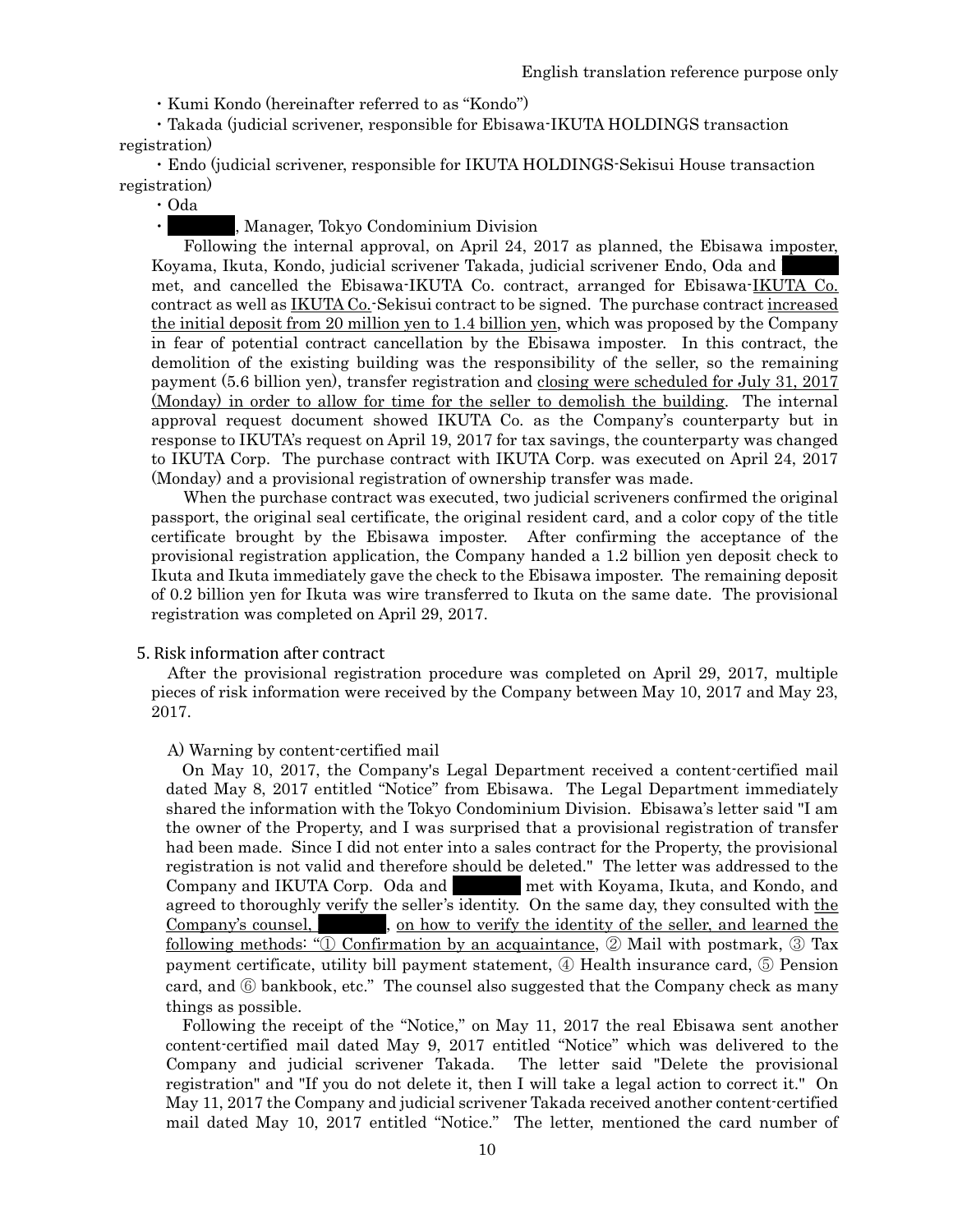・Kumi Kondo (hereinafter referred to as "Kondo")

・Takada (judicial scrivener, responsible for Ebisawa-IKUTA HOLDINGS transaction registration)

・Endo (judicial scrivener, responsible for IKUTA HOLDINGS-Sekisui House transaction registration)

・Oda

・[REDACTED], Manager, Tokyo Condominium Division

Following the internal approval, on April 24, 2017 as planned, the Ebisawa imposter, Koyama, Ikuta, Kondo, judicial scrivener Takada, judicial scrivener Endo, Oda and [REDACTED] met, and cancelled the Ebisawa-IKUTA Co. contract, arranged for Ebisawa-IKUTA Co. contract as well as IKUTA Co.-Sekisui contract to be signed. The purchase contract increased the initial deposit from 20 million yen to 1.4 billion yen, which was proposed by the Company in fear of potential contract cancellation by the Ebisawa imposter. In this contract, the demolition of the existing building was the responsibility of the seller, so the remaining payment (5.6 billion yen), transfer registration and closing were scheduled for July 31, 2017 (Monday) in order to allow for time for the seller to demolish the building. The internal approval request document showed IKUTA Co. as the Company's counterparty but in response to IKUTA's request on April 19, 2017 for tax savings, the counterparty was changed to IKUTA Corp. The purchase contract with IKUTA Corp. was executed on April 24, 2017 (Monday) and a provisional registration of ownership transfer was made.

When the purchase contract was executed, two judicial scriveners confirmed the original passport, the original seal certificate, the original resident card, and a color copy of the title certificate brought by the Ebisawa imposter. After confirming the acceptance of the provisional registration application, the Company handed a 1.2 billion yen deposit check to Ikuta and Ikuta immediately gave the check to the Ebisawa imposter. The remaining deposit of 0.2 billion yen for Ikuta was wire transferred to Ikuta on the same date. The provisional registration was completed on April 29, 2017.

## 5. Risk information after contract

After the provisional registration procedure was completed on April 29, 2017, multiple pieces of risk information were received by the Company between May 10, 2017 and May 23, 2017.

A) Warning by content-certified mail

On May 10, 2017, the Company's Legal Department received a content-certified mail dated May 8, 2017 entitled "Notice" from Ebisawa. The Legal Department immediately shared the information with the Tokyo Condominium Division. Ebisawa's letter said "I am the owner of the Property, and I was surprised that a provisional registration of transfer had been made. Since I did not enter into a sales contract for the Property, the provisional registration is not valid and therefore should be deleted." The letter was addressed to the Company and IKUTA Corp. Oda and [REDACTED] met with Koyama, Ikuta, and Kondo, and agreed to thoroughly verify the seller's identity. On the same day, they consulted with the Company's counsel, [REDACTED], on how to verify the identity of the seller, and learned the following methods: "① Confirmation by an acquaintance, ② Mail with postmark, ③ Tax payment certificate, utility bill payment statement, ④ Health insurance card, ⑤ Pension card, and ⑥ bankbook, etc." The counsel also suggested that the Company check as many things as possible.

Following the receipt of the "Notice," on May 11, 2017 the real Ebisawa sent another content-certified mail dated May 9, 2017 entitled "Notice" which was delivered to the Company and judicial scrivener Takada. The letter said "Delete the provisional registration" and "If you do not delete it, then I will take a legal action to correct it." On May 11, 2017 the Company and judicial scrivener Takada received another content-certified mail dated May 10, 2017 entitled "Notice." The letter, mentioned the card number of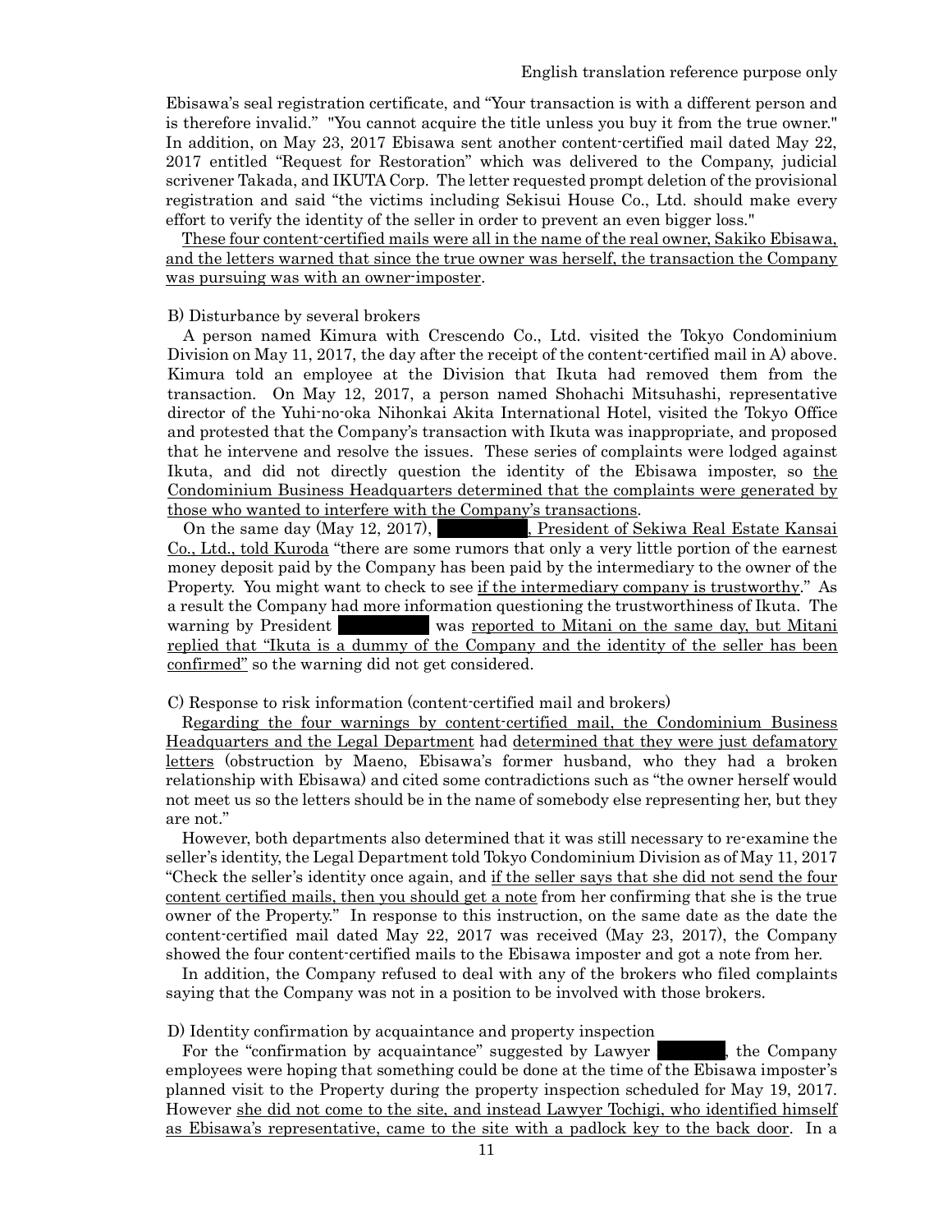Ebisawa's seal registration certificate, and "Your transaction is with a different person and is therefore invalid." "You cannot acquire the title unless you buy it from the true owner." In addition, on May 23, 2017 Ebisawa sent another content-certified mail dated May 22, 2017 entitled "Request for Restoration" which was delivered to the Company, judicial scrivener Takada, and IKUTA Corp. The letter requested prompt deletion of the provisional registration and said "the victims including Sekisui House Co., Ltd. should make every effort to verify the identity of the seller in order to prevent an even bigger loss."

<u>These four content-certified mails were all in the name of the real owner, Sakiko Ebisawa, and the letters warned that since the true owner was herself, the transaction the Company was pursuing was with an owner-imposter</u>.

B) Disturbance by several brokers

A person named Kimura with Crescendo Co., Ltd. visited the Tokyo Condominium Division on May 11, 2017, the day after the receipt of the content-certified mail in A) above. Kimura told an employee at the Division that Ikuta had removed them from the transaction. On May 12, 2017, a person named Shohachi Mitsuhashi, representative director of the Yuhi-no-oka Nihonkai Akita International Hotel, visited the Tokyo Office and protested that the Company's transaction with Ikuta was inappropriate, and proposed that he intervene and resolve the issues. These series of complaints were lodged against Ikuta, and did not directly question the identity of the Ebisawa imposter, so <u>the Condominium Business Headquarters determined that the complaints were generated by those who wanted to interfere with the Company's transactions</u>.

On the same day (May 12, 2017), ███████<u>, President of Sekiwa Real Estate Kansai Co., Ltd., told Kuroda</u> "there are some rumors that only a very little portion of the earnest money deposit paid by the Company has been paid by the intermediary to the owner of the Property. You might want to check to see <u>if the intermediary company is trustworthy</u>." As a result the Company had more information questioning the trustworthiness of Ikuta. The warning by President ███████ was <u>reported to Mitani on the same day, but Mitani replied that "Ikuta is a dummy of the Company and the identity of the seller has been confirmed"</u> so the warning did not get considered.

C) Response to risk information (content-certified mail and brokers)

R<u>egarding the four warnings by content-certified mail, the Condominium Business Headquarters and the Legal Department</u> had <u>determined that they were just defamatory letters</u> (obstruction by Maeno, Ebisawa's former husband, who they had a broken relationship with Ebisawa) and cited some contradictions such as "the owner herself would not meet us so the letters should be in the name of somebody else representing her, but they are not."

However, both departments also determined that it was still necessary to re-examine the seller's identity, the Legal Department told Tokyo Condominium Division as of May 11, 2017 "Check the seller's identity once again, and <u>if the seller says that she did not send the four content certified mails, then you should get a note</u> from her confirming that she is the true owner of the Property." In response to this instruction, on the same date as the date the content-certified mail dated May 22, 2017 was received (May 23, 2017), the Company showed the four content-certified mails to the Ebisawa imposter and got a note from her.

In addition, the Company refused to deal with any of the brokers who filed complaints saying that the Company was not in a position to be involved with those brokers.

D) Identity confirmation by acquaintance and property inspection

For the "confirmation by acquaintance" suggested by Lawyer ███████, the Company employees were hoping that something could be done at the time of the Ebisawa imposter's planned visit to the Property during the property inspection scheduled for May 19, 2017. However <u>she did not come to the site, and instead Lawyer Tochigi, who identified himself as Ebisawa's representative, came to the site with a padlock key to the back door</u>. In a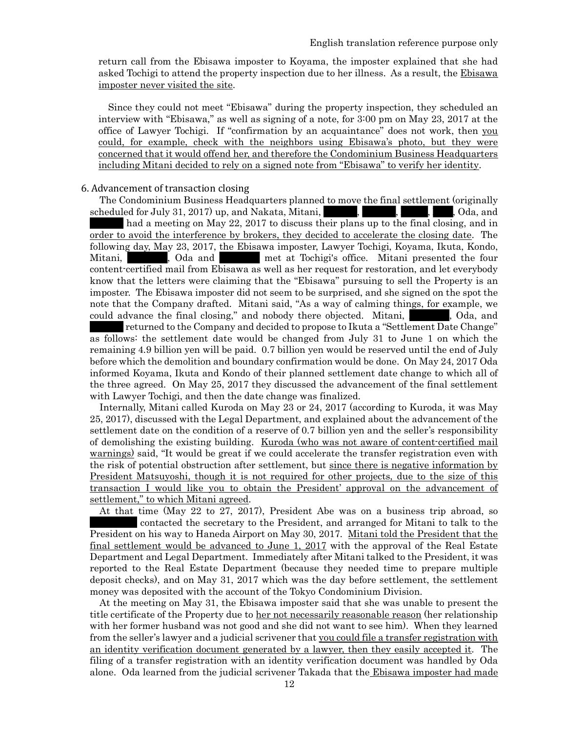return call from the Ebisawa imposter to Koyama, the imposter explained that she had asked Tochigi to attend the property inspection due to her illness. As a result, the <u>Ebisawa imposter never visited the site</u>.

Since they could not meet "Ebisawa" during the property inspection, they scheduled an interview with "Ebisawa," as well as signing of a note, for 3:00 pm on May 23, 2017 at the office of Lawyer Tochigi. If "confirmation by an acquaintance" does not work, then <u>you could, for example, check with the neighbors using Ebisawa's photo, but they were concerned that it would offend her, and therefore the Condominium Business Headquarters including Mitani decided to rely on a signed note from "Ebisawa" to verify her identity</u>.

## 6. Advancement of transaction closing

The Condominium Business Headquarters planned to move the final settlement (originally scheduled for July 31, 2017) up, and Nakata, Mitani, ███, ███, ███, ███, Oda, and ███ had a meeting on May 22, 2017 to discuss their plans up to the final closing, and in <u>order to avoid the interference by brokers, they decided to accelerate the closing date</u>. The following day, May 23, 2017, the Ebisawa imposter, Lawyer Tochigi, Koyama, Ikuta, Kondo, Mitani, ███, Oda and ███ met at Tochigi's office. Mitani presented the four content-certified mail from Ebisawa as well as her request for restoration, and let everybody know that the letters were claiming that the "Ebisawa" pursuing to sell the Property is an imposter. The Ebisawa imposter did not seem to be surprised, and she signed on the spot the note that the Company drafted. Mitani said, "As a way of calming things, for example, we could advance the final closing," and nobody there objected. Mitani, ███, Oda, and ███ returned to the Company and decided to propose to Ikuta a "Settlement Date Change" as follows: the settlement date would be changed from July 31 to June 1 on which the remaining 4.9 billion yen will be paid. 0.7 billion yen would be reserved until the end of July before which the demolition and boundary confirmation would be done. On May 24, 2017 Oda informed Koyama, Ikuta and Kondo of their planned settlement date change to which all of the three agreed. On May 25, 2017 they discussed the advancement of the final settlement with Lawyer Tochigi, and then the date change was finalized.

Internally, Mitani called Kuroda on May 23 or 24, 2017 (according to Kuroda, it was May 25, 2017), discussed with the Legal Department, and explained about the advancement of the settlement date on the condition of a reserve of 0.7 billion yen and the seller's responsibility of demolishing the existing building. <u>Kuroda (who was not aware of content-certified mail warnings)</u> said, "It would be great if we could accelerate the transfer registration even with the risk of potential obstruction after settlement, but <u>since there is negative information by President Matsuyoshi, though it is not required for other projects, due to the size of this transaction I would like you to obtain the President' approval on the advancement of settlement," to which Mitani agreed</u>.

At that time (May 22 to 27, 2017), President Abe was on a business trip abroad, so ███ contacted the secretary to the President, and arranged for Mitani to talk to the President on his way to Haneda Airport on May 30, 2017. <u>Mitani told the President that the final settlement would be advanced to June 1, 2017</u> with the approval of the Real Estate Department and Legal Department. Immediately after Mitani talked to the President, it was reported to the Real Estate Department (because they needed time to prepare multiple deposit checks), and on May 31, 2017 which was the day before settlement, the settlement money was deposited with the account of the Tokyo Condominium Division.

At the meeting on May 31, the Ebisawa imposter said that she was unable to present the title certificate of the Property due to <u>her not necessarily reasonable reason</u> (her relationship with her former husband was not good and she did not want to see him). When they learned from the seller's lawyer and a judicial scrivener that <u>you could file a transfer registration with an identity verification document generated by a lawyer, then they easily accepted it</u>. The filing of a transfer registration with an identity verification document was handled by Oda alone. Oda learned from the judicial scrivener Takada that the <u>Ebisawa imposter had made</u>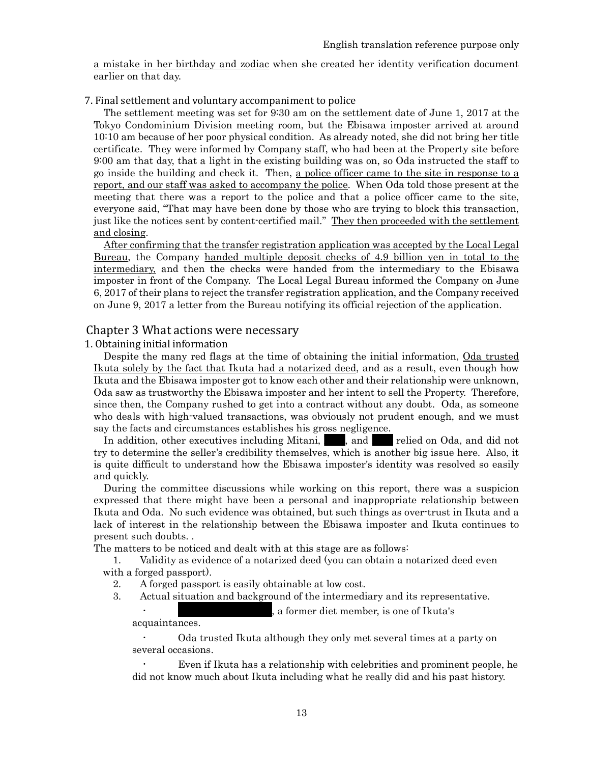a mistake in her birthday and zodiac when she created her identity verification document earlier on that day.

### 7. Final settlement and voluntary accompaniment to police

The settlement meeting was set for 9:30 am on the settlement date of June 1, 2017 at the Tokyo Condominium Division meeting room, but the Ebisawa imposter arrived at around 10:10 am because of her poor physical condition. As already noted, she did not bring her title certificate. They were informed by Company staff, who had been at the Property site before 9:00 am that day, that a light in the existing building was on, so Oda instructed the staff to go inside the building and check it. Then, a police officer came to the site in response to a report, and our staff was asked to accompany the police. When Oda told those present at the meeting that there was a report to the police and that a police officer came to the site, everyone said, "That may have been done by those who are trying to block this transaction, just like the notices sent by content-certified mail." They then proceeded with the settlement and closing.

After confirming that the transfer registration application was accepted by the Local Legal Bureau, the Company handed multiple deposit checks of 4.9 billion yen in total to the intermediary, and then the checks were handed from the intermediary to the Ebisawa imposter in front of the Company. The Local Legal Bureau informed the Company on June 6, 2017 of their plans to reject the transfer registration application, and the Company received on June 9, 2017 a letter from the Bureau notifying its official rejection of the application.

## Chapter 3 What actions were necessary

### 1. Obtaining initial information

Despite the many red flags at the time of obtaining the initial information, Oda trusted Ikuta solely by the fact that Ikuta had a notarized deed, and as a result, even though how Ikuta and the Ebisawa imposter got to know each other and their relationship were unknown, Oda saw as trustworthy the Ebisawa imposter and her intent to sell the Property. Therefore, since then, the Company rushed to get into a contract without any doubt. Oda, as someone who deals with high-valued transactions, was obviously not prudent enough, and we must say the facts and circumstances establishes his gross negligence.

In addition, other executives including Mitani, ███, and ███ relied on Oda, and did not try to determine the seller's credibility themselves, which is another big issue here. Also, it is quite difficult to understand how the Ebisawa imposter's identity was resolved so easily and quickly.

During the committee discussions while working on this report, there was a suspicion expressed that there might have been a personal and inappropriate relationship between Ikuta and Oda. No such evidence was obtained, but such things as over-trust in Ikuta and a lack of interest in the relationship between the Ebisawa imposter and Ikuta continues to present such doubts. .

The matters to be noticed and dealt with at this stage are as follows:

1. Validity as evidence of a notarized deed (you can obtain a notarized deed even with a forged passport).
2. A forged passport is easily obtainable at low cost.
3. Actual situation and background of the intermediary and its representative.
   - ███████████, a former diet member, is one of Ikuta's acquaintances.
   - Oda trusted Ikuta although they only met several times at a party on several occasions.
   - Even if Ikuta has a relationship with celebrities and prominent people, he did not know much about Ikuta including what he really did and his past history.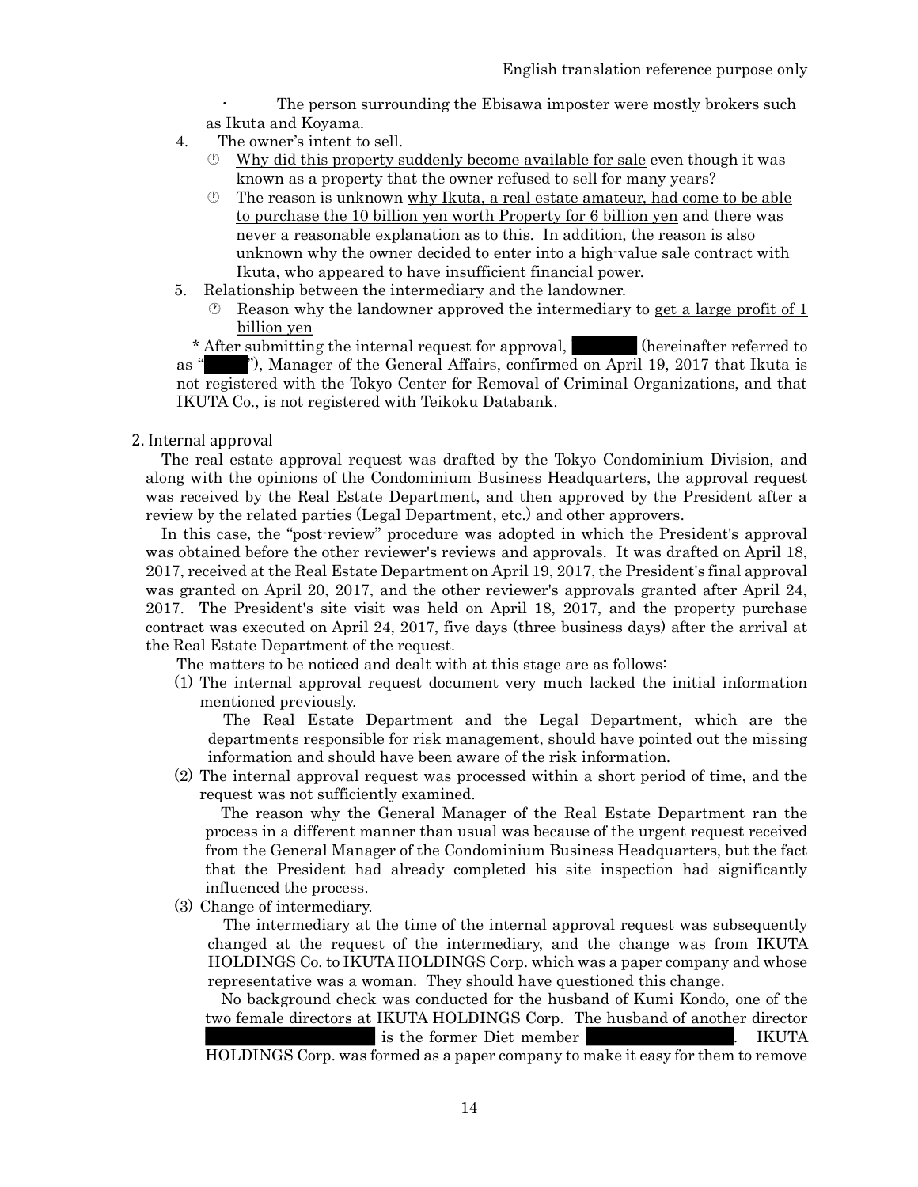- The person surrounding the Ebisawa imposter were mostly brokers such as Ikuta and Koyama.

4. The owner's intent to sell.
   - ⑦ <u>Why did this property suddenly become available for sale</u> even though it was known as a property that the owner refused to sell for many years?
   - ⑦ The reason is unknown <u>why Ikuta, a real estate amateur, had come to be able to purchase the 10 billion yen worth Property for 6 billion yen</u> and there was never a reasonable explanation as to this. In addition, the reason is also unknown why the owner decided to enter into a high-value sale contract with Ikuta, who appeared to have insufficient financial power.
5. Relationship between the intermediary and the landowner.
   - ⑦ Reason why the landowner approved the intermediary to <u>get a large profit of 1 billion yen</u>

\* After submitting the internal request for approval, ██████ (hereinafter referred to as "████"), Manager of the General Affairs, confirmed on April 19, 2017 that Ikuta is not registered with the Tokyo Center for Removal of Criminal Organizations, and that IKUTA Co., is not registered with Teikoku Databank.

## 2. Internal approval

The real estate approval request was drafted by the Tokyo Condominium Division, and along with the opinions of the Condominium Business Headquarters, the approval request was received by the Real Estate Department, and then approved by the President after a review by the related parties (Legal Department, etc.) and other approvers.

In this case, the "post-review" procedure was adopted in which the President's approval was obtained before the other reviewer's reviews and approvals. It was drafted on April 18, 2017, received at the Real Estate Department on April 19, 2017, the President's final approval was granted on April 20, 2017, and the other reviewer's approvals granted after April 24, 2017. The President's site visit was held on April 18, 2017, and the property purchase contract was executed on April 24, 2017, five days (three business days) after the arrival at the Real Estate Department of the request.

The matters to be noticed and dealt with at this stage are as follows:

(1) The internal approval request document very much lacked the initial information mentioned previously.

The Real Estate Department and the Legal Department, which are the departments responsible for risk management, should have pointed out the missing information and should have been aware of the risk information.

(2) The internal approval request was processed within a short period of time, and the request was not sufficiently examined.

The reason why the General Manager of the Real Estate Department ran the process in a different manner than usual was because of the urgent request received from the General Manager of the Condominium Business Headquarters, but the fact that the President had already completed his site inspection had significantly influenced the process.

(3) Change of intermediary.

The intermediary at the time of the internal approval request was subsequently changed at the request of the intermediary, and the change was from IKUTA HOLDINGS Co. to IKUTA HOLDINGS Corp. which was a paper company and whose representative was a woman. They should have questioned this change.

No background check was conducted for the husband of Kumi Kondo, one of the two female directors at IKUTA HOLDINGS Corp. The husband of another director ██████████ is the former Diet member ██████████. IKUTA HOLDINGS Corp. was formed as a paper company to make it easy for them to remove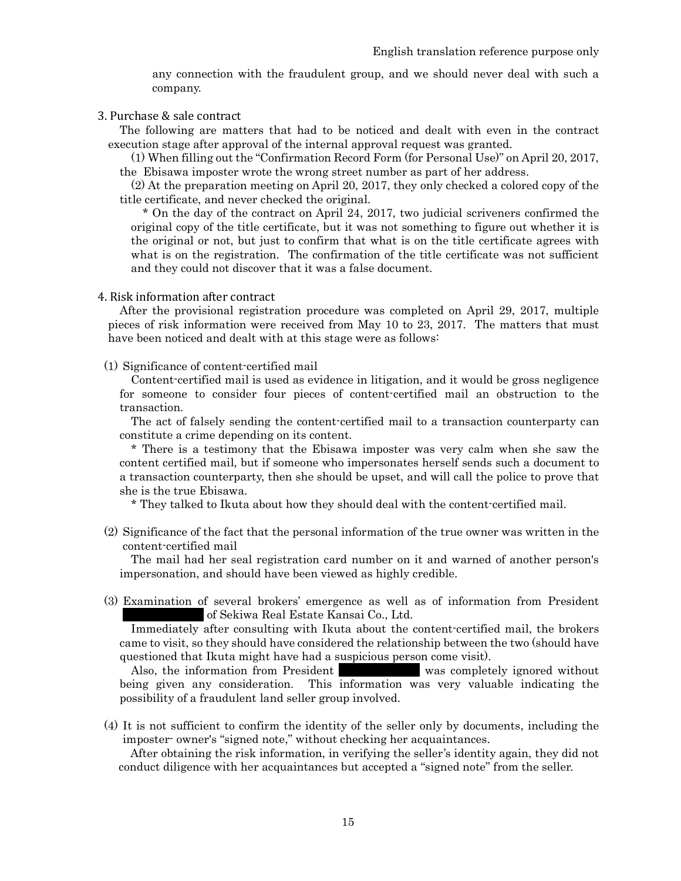any connection with the fraudulent group, and we should never deal with such a company.

## 3. Purchase & sale contract

The following are matters that had to be noticed and dealt with even in the contract execution stage after approval of the internal approval request was granted.

(1) When filling out the "Confirmation Record Form (for Personal Use)" on April 20, 2017, the Ebisawa imposter wrote the wrong street number as part of her address.

(2) At the preparation meeting on April 20, 2017, they only checked a colored copy of the title certificate, and never checked the original.

\* On the day of the contract on April 24, 2017, two judicial scriveners confirmed the original copy of the title certificate, but it was not something to figure out whether it is the original or not, but just to confirm that what is on the title certificate agrees with what is on the registration. The confirmation of the title certificate was not sufficient and they could not discover that it was a false document.

## 4. Risk information after contract

After the provisional registration procedure was completed on April 29, 2017, multiple pieces of risk information were received from May 10 to 23, 2017. The matters that must have been noticed and dealt with at this stage were as follows:

(1) Significance of content-certified mail

Content-certified mail is used as evidence in litigation, and it would be gross negligence for someone to consider four pieces of content-certified mail an obstruction to the transaction.

The act of falsely sending the content-certified mail to a transaction counterparty can constitute a crime depending on its content.

\* There is a testimony that the Ebisawa imposter was very calm when she saw the content certified mail, but if someone who impersonates herself sends such a document to a transaction counterparty, then she should be upset, and will call the police to prove that she is the true Ebisawa.

\* They talked to Ikuta about how they should deal with the content-certified mail.

(2) Significance of the fact that the personal information of the true owner was written in the content-certified mail

The mail had her seal registration card number on it and warned of another person's impersonation, and should have been viewed as highly credible.

(3) Examination of several brokers' emergence as well as of information from President ██████ of Sekiwa Real Estate Kansai Co., Ltd.

Immediately after consulting with Ikuta about the content-certified mail, the brokers came to visit, so they should have considered the relationship between the two (should have questioned that Ikuta might have had a suspicious person come visit).

Also, the information from President ██████ was completely ignored without being given any consideration. This information was very valuable indicating the possibility of a fraudulent land seller group involved.

(4) It is not sufficient to confirm the identity of the seller only by documents, including the imposter- owner's "signed note," without checking her acquaintances.

After obtaining the risk information, in verifying the seller's identity again, they did not conduct diligence with her acquaintances but accepted a "signed note" from the seller.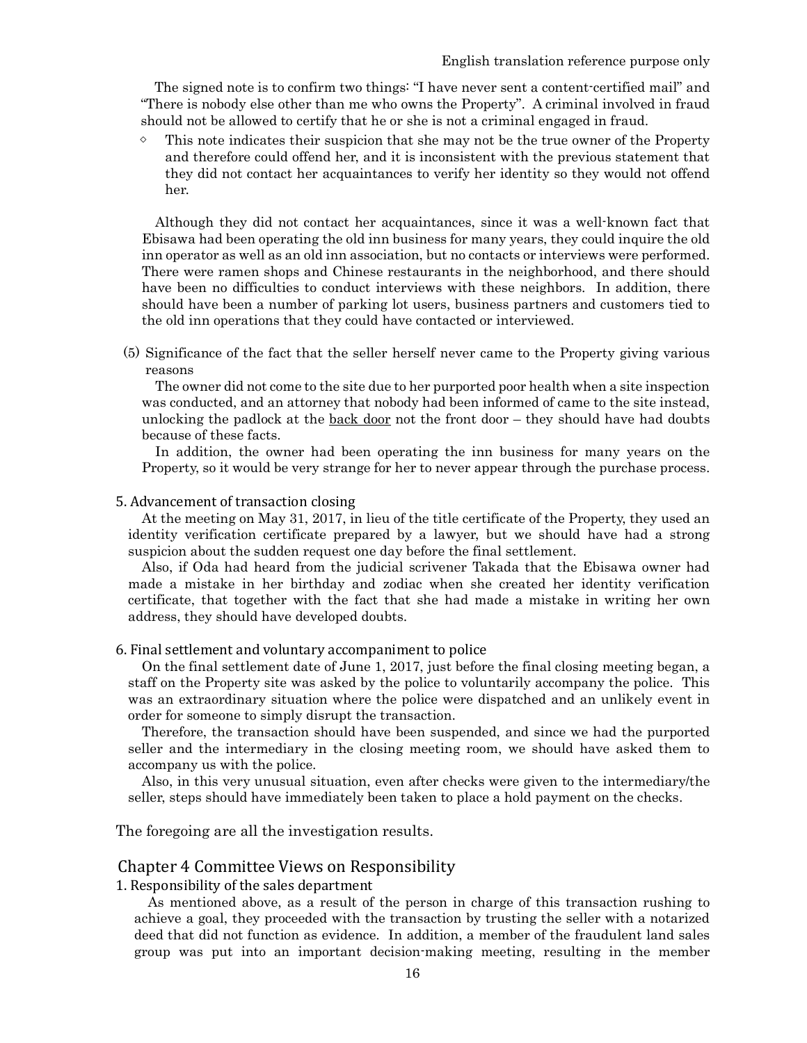The signed note is to confirm two things: "I have never sent a content-certified mail" and "There is nobody else other than me who owns the Property". A criminal involved in fraud should not be allowed to certify that he or she is not a criminal engaged in fraud.

- ◇ This note indicates their suspicion that she may not be the true owner of the Property and therefore could offend her, and it is inconsistent with the previous statement that they did not contact her acquaintances to verify her identity so they would not offend her.

Although they did not contact her acquaintances, since it was a well-known fact that Ebisawa had been operating the old inn business for many years, they could inquire the old inn operator as well as an old inn association, but no contacts or interviews were performed. There were ramen shops and Chinese restaurants in the neighborhood, and there should have been no difficulties to conduct interviews with these neighbors. In addition, there should have been a number of parking lot users, business partners and customers tied to the old inn operations that they could have contacted or interviewed.

(5) Significance of the fact that the seller herself never came to the Property giving various reasons

The owner did not come to the site due to her purported poor health when a site inspection was conducted, and an attorney that nobody had been informed of came to the site instead, unlocking the padlock at the <u>back door</u> not the front door – they should have had doubts because of these facts.

In addition, the owner had been operating the inn business for many years on the Property, so it would be very strange for her to never appear through the purchase process.

### 5. Advancement of transaction closing

At the meeting on May 31, 2017, in lieu of the title certificate of the Property, they used an identity verification certificate prepared by a lawyer, but we should have had a strong suspicion about the sudden request one day before the final settlement.

Also, if Oda had heard from the judicial scrivener Takada that the Ebisawa owner had made a mistake in her birthday and zodiac when she created her identity verification certificate, that together with the fact that she had made a mistake in writing her own address, they should have developed doubts.

### 6. Final settlement and voluntary accompaniment to police

On the final settlement date of June 1, 2017, just before the final closing meeting began, a staff on the Property site was asked by the police to voluntarily accompany the police. This was an extraordinary situation where the police were dispatched and an unlikely event in order for someone to simply disrupt the transaction.

Therefore, the transaction should have been suspended, and since we had the purported seller and the intermediary in the closing meeting room, we should have asked them to accompany us with the police.

Also, in this very unusual situation, even after checks were given to the intermediary/the seller, steps should have immediately been taken to place a hold payment on the checks.

The foregoing are all the investigation results.

## Chapter 4 Committee Views on Responsibility

### 1. Responsibility of the sales department

As mentioned above, as a result of the person in charge of this transaction rushing to achieve a goal, they proceeded with the transaction by trusting the seller with a notarized deed that did not function as evidence. In addition, a member of the fraudulent land sales group was put into an important decision-making meeting, resulting in the member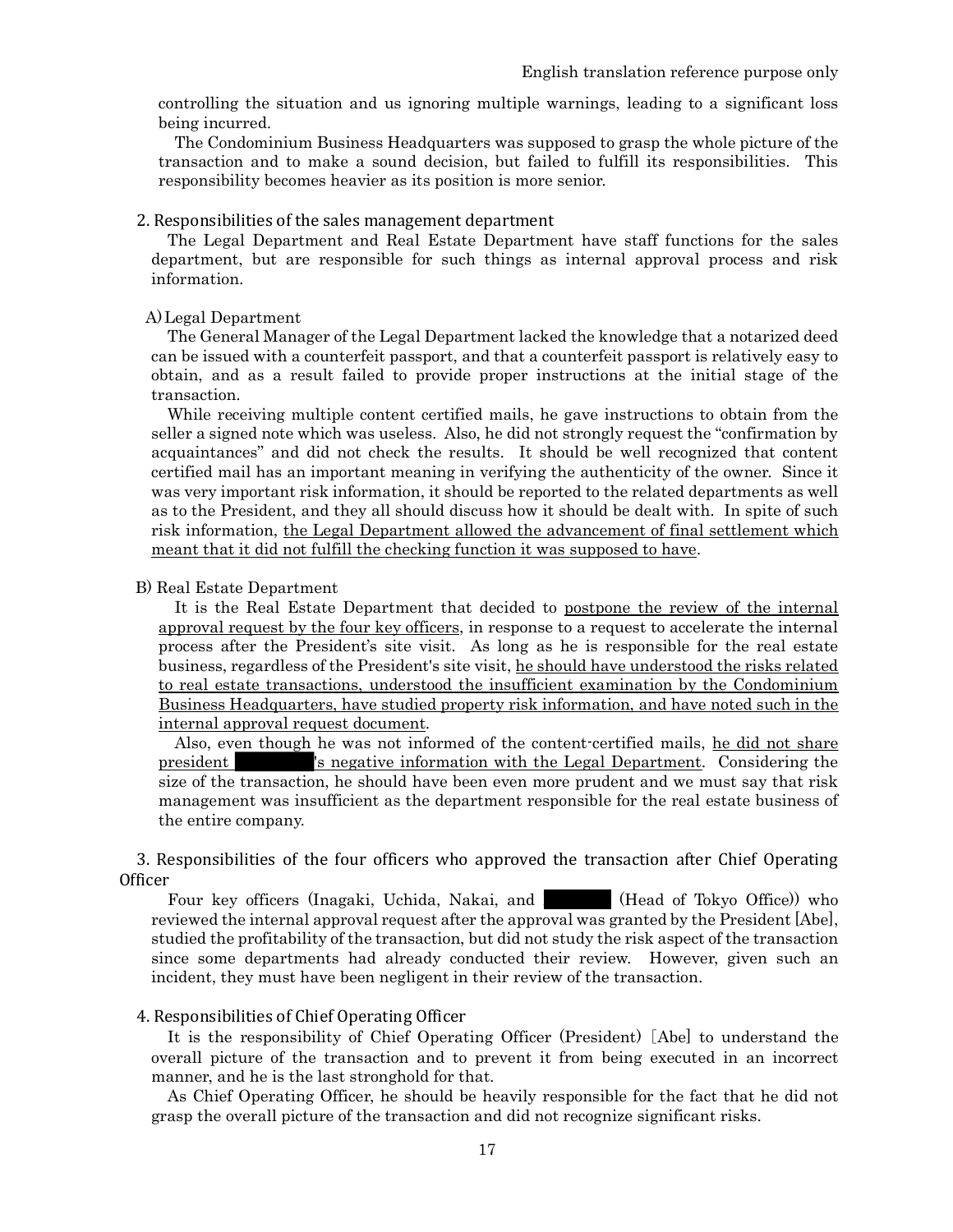controlling the situation and us ignoring multiple warnings, leading to a significant loss being incurred.

The Condominium Business Headquarters was supposed to grasp the whole picture of the transaction and to make a sound decision, but failed to fulfill its responsibilities. This responsibility becomes heavier as its position is more senior.

## 2. Responsibilities of the sales management department

The Legal Department and Real Estate Department have staff functions for the sales department, but are responsible for such things as internal approval process and risk information.

### A) Legal Department

The General Manager of the Legal Department lacked the knowledge that a notarized deed can be issued with a counterfeit passport, and that a counterfeit passport is relatively easy to obtain, and as a result failed to provide proper instructions at the initial stage of the transaction.

While receiving multiple content certified mails, he gave instructions to obtain from the seller a signed note which was useless. Also, he did not strongly request the "confirmation by acquaintances" and did not check the results. It should be well recognized that content certified mail has an important meaning in verifying the authenticity of the owner. Since it was very important risk information, it should be reported to the related departments as well as to the President, and they all should discuss how it should be dealt with. In spite of such risk information, <u>the Legal Department allowed the advancement of final settlement which meant that it did not fulfill the checking function it was supposed to have</u>.

### B) Real Estate Department

It is the Real Estate Department that decided to <u>postpone the review of the internal approval request by the four key officers</u>, in response to a request to accelerate the internal process after the President's site visit. As long as he is responsible for the real estate business, regardless of the President's site visit, <u>he should have understood the risks related to real estate transactions, understood the insufficient examination by the Condominium Business Headquarters, have studied property risk information, and have noted such in the internal approval request document</u>.

Also, even though he was not informed of the content-certified mails, <u>he did not share president ████'s negative information with the Legal Department</u>. Considering the size of the transaction, he should have been even more prudent and we must say that risk management was insufficient as the department responsible for the real estate business of the entire company.

## 3. Responsibilities of the four officers who approved the transaction after Chief Operating Officer

Four key officers (Inagaki, Uchida, Nakai, and ████ (Head of Tokyo Office)) who reviewed the internal approval request after the approval was granted by the President [Abe], studied the profitability of the transaction, but did not study the risk aspect of the transaction since some departments had already conducted their review. However, given such an incident, they must have been negligent in their review of the transaction.

## 4. Responsibilities of Chief Operating Officer

It is the responsibility of Chief Operating Officer (President) [Abe] to understand the overall picture of the transaction and to prevent it from being executed in an incorrect manner, and he is the last stronghold for that.

As Chief Operating Officer, he should be heavily responsible for the fact that he did not grasp the overall picture of the transaction and did not recognize significant risks.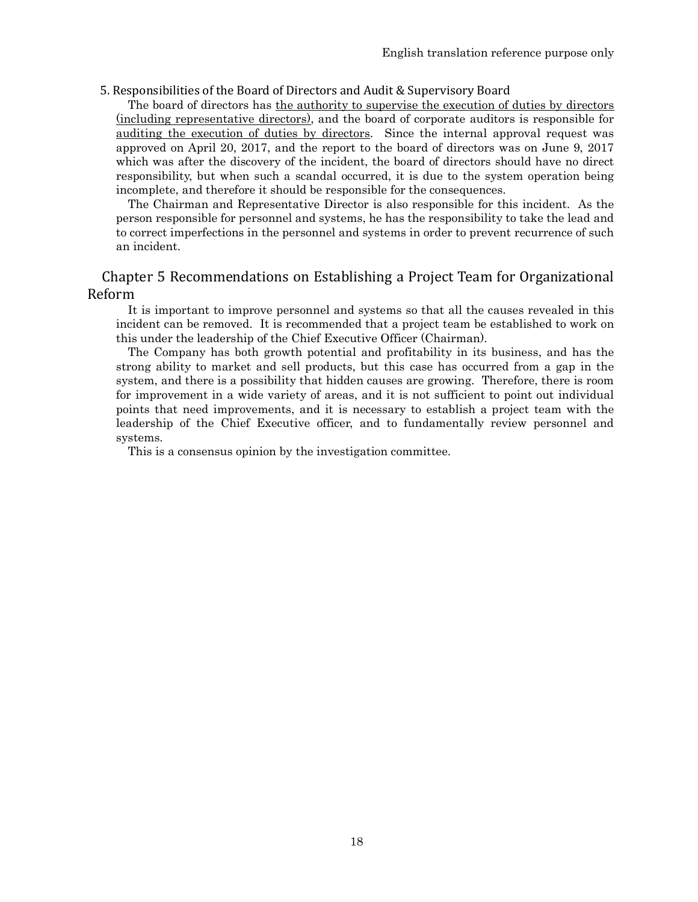### 5. Responsibilities of the Board of Directors and Audit & Supervisory Board

The board of directors has <u>the authority to supervise the execution of duties by directors (including representative directors)</u>, and the board of corporate auditors is responsible for <u>auditing the execution of duties by directors</u>. Since the internal approval request was approved on April 20, 2017, and the report to the board of directors was on June 9, 2017 which was after the discovery of the incident, the board of directors should have no direct responsibility, but when such a scandal occurred, it is due to the system operation being incomplete, and therefore it should be responsible for the consequences.

The Chairman and Representative Director is also responsible for this incident. As the person responsible for personnel and systems, he has the responsibility to take the lead and to correct imperfections in the personnel and systems in order to prevent recurrence of such an incident.

## Chapter 5 Recommendations on Establishing a Project Team for Organizational Reform

It is important to improve personnel and systems so that all the causes revealed in this incident can be removed. It is recommended that a project team be established to work on this under the leadership of the Chief Executive Officer (Chairman).

The Company has both growth potential and profitability in its business, and has the strong ability to market and sell products, but this case has occurred from a gap in the system, and there is a possibility that hidden causes are growing. Therefore, there is room for improvement in a wide variety of areas, and it is not sufficient to point out individual points that need improvements, and it is necessary to establish a project team with the leadership of the Chief Executive officer, and to fundamentally review personnel and systems.

This is a consensus opinion by the investigation committee.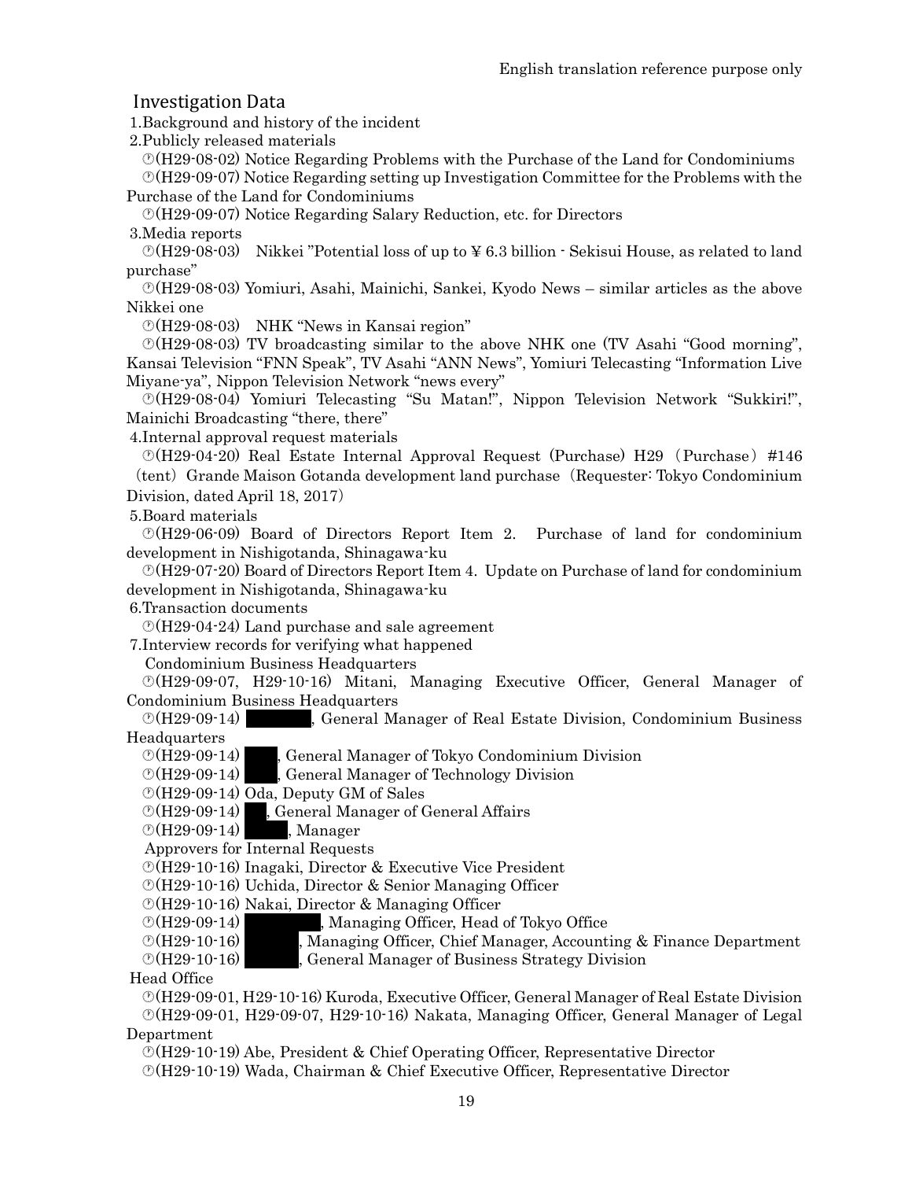English translation reference purpose only

# Investigation Data

1.Background and history of the incident

2.Publicly released materials

㋐(H29-08-02) Notice Regarding Problems with the Purchase of the Land for Condominiums

㋐(H29-09-07) Notice Regarding setting up Investigation Committee for the Problems with the Purchase of the Land for Condominiums

㋐(H29-09-07) Notice Regarding Salary Reduction, etc. for Directors

3.Media reports

㋐(H29-08-03) Nikkei "Potential loss of up to ¥ 6.3 billion - Sekisui House, as related to land purchase"

㋐(H29-08-03) Yomiuri, Asahi, Mainichi, Sankei, Kyodo News – similar articles as the above Nikkei one

㋐(H29-08-03) NHK "News in Kansai region"

㋐(H29-08-03) TV broadcasting similar to the above NHK one (TV Asahi "Good morning", Kansai Television "FNN Speak", TV Asahi "ANN News", Yomiuri Telecasting "Information Live Miyane-ya", Nippon Television Network "news every"

㋐(H29-08-04) Yomiuri Telecasting "Su Matan!", Nippon Television Network "Sukkiri!", Mainichi Broadcasting "there, there"

4.Internal approval request materials

㋐(H29-04-20) Real Estate Internal Approval Request (Purchase) H29 (Purchase) #146 (tent) Grande Maison Gotanda development land purchase (Requester: Tokyo Condominium Division, dated April 18, 2017)

5.Board materials

㋐(H29-06-09) Board of Directors Report Item 2. Purchase of land for condominium development in Nishigotanda, Shinagawa-ku

㋐(H29-07-20) Board of Directors Report Item 4. Update on Purchase of land for condominium development in Nishigotanda, Shinagawa-ku

6.Transaction documents

㋐(H29-04-24) Land purchase and sale agreement

7.Interview records for verifying what happened

Condominium Business Headquarters

㋐(H29-09-07, H29-10-16) Mitani, Managing Executive Officer, General Manager of Condominium Business Headquarters

㋐(H29-09-14) ████, General Manager of Real Estate Division, Condominium Business Headquarters

㋐(H29-09-14) ██, General Manager of Tokyo Condominium Division

㋐(H29-09-14) ██, General Manager of Technology Division

㋐(H29-09-14) Oda, Deputy GM of Sales

㋐(H29-09-14) █, General Manager of General Affairs

㋐(H29-09-14) ███, Manager

Approvers for Internal Requests

㋐(H29-10-16) Inagaki, Director & Executive Vice President

㋐(H29-10-16) Uchida, Director & Senior Managing Officer

㋐(H29-10-16) Nakai, Director & Managing Officer

㋐(H29-09-14) █████, Managing Officer, Head of Tokyo Office

㋐(H29-10-16) ████, Managing Officer, Chief Manager, Accounting & Finance Department

㋐(H29-10-16) ████, General Manager of Business Strategy Division

Head Office

㋐(H29-09-01, H29-10-16) Kuroda, Executive Officer, General Manager of Real Estate Division

㋐(H29-09-01, H29-09-07, H29-10-16) Nakata, Managing Officer, General Manager of Legal Department

㋐(H29-10-19) Abe, President & Chief Operating Officer, Representative Director

㋐(H29-10-19) Wada, Chairman & Chief Executive Officer, Representative Director